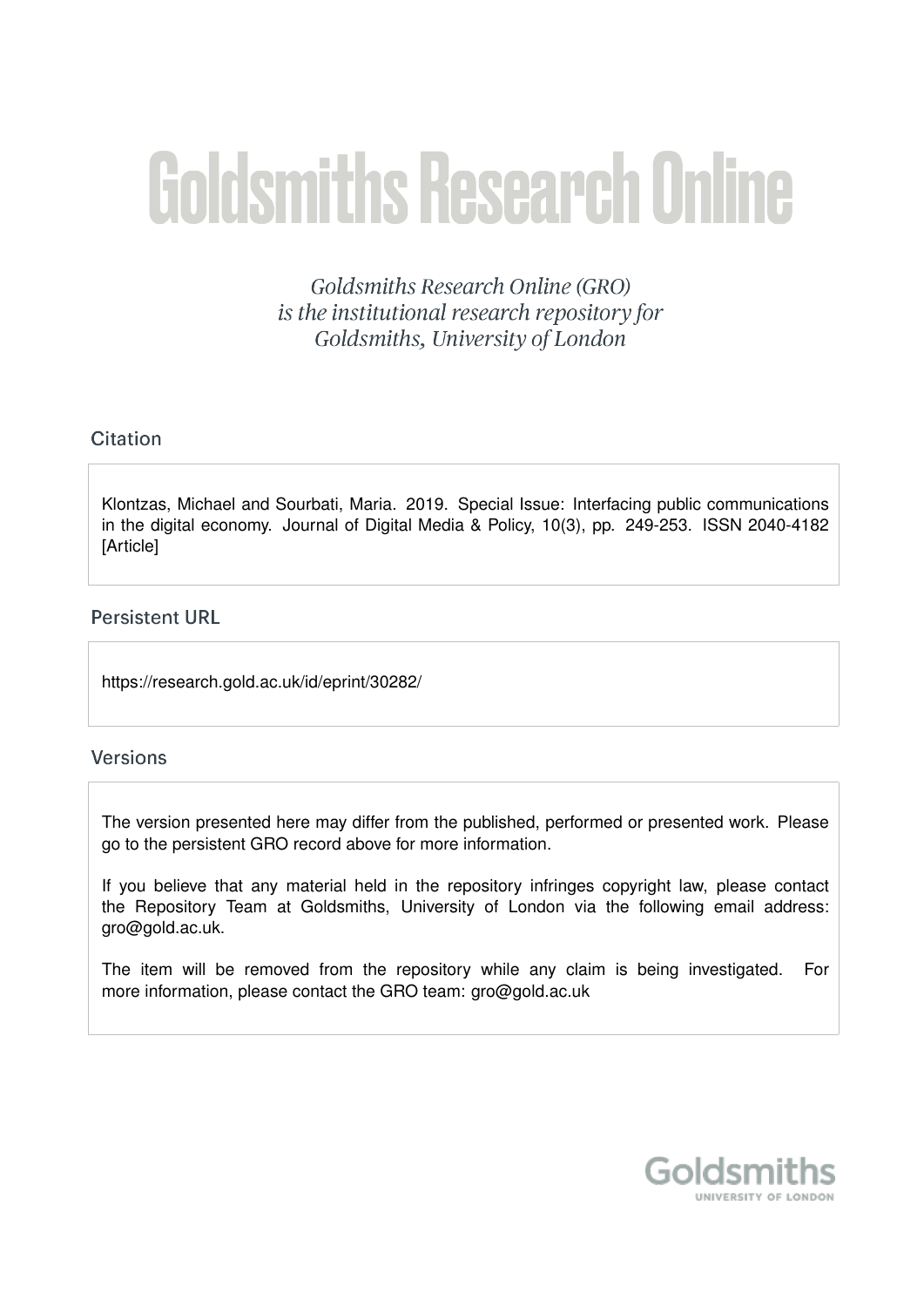# Goldsmiths Research Online

*Goldsmiths Research Online (GRO) is the institutional research repository for Goldsmiths, University of London*

## Citation

Klontzas, Michael and Sourbati, Maria. 2019. Special Issue: Interfacing public communications in the digital economy. Journal of Digital Media & Policy, 10(3), pp. 249-253. ISSN 2040-4182 [Article]

## Persistent URL

https://research.gold.ac.uk/id/eprint/30282/

## Versions

The version presented here may differ from the published, performed or presented work. Please go to the persistent GRO record above for more information.

If you believe that any material held in the repository infringes copyright law, please contact the Repository Team at Goldsmiths, University of London via the following email address: gro@gold.ac.uk.

The item will be removed from the repository while any claim is being investigated. For more information, please contact the GRO team: gro@gold.ac.uk

Goldsmiths
UNIVERSITY OF LONDON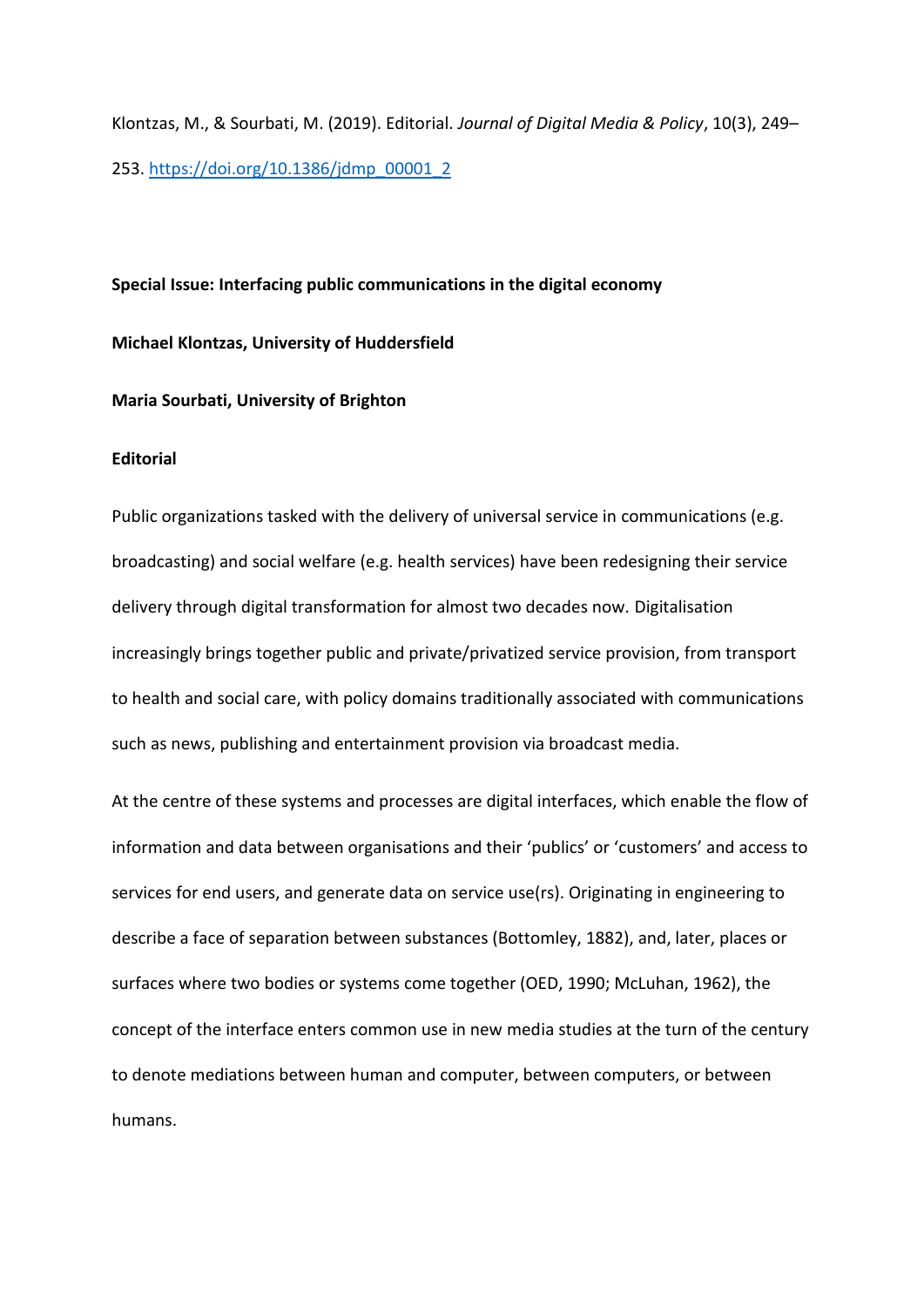Klontzas, M., & Sourbati, M. (2019). Editorial. *Journal of Digital Media & Policy*, 10(3), 249–253. https://doi.org/10.1386/jdmp_00001_2

**Special Issue: Interfacing public communications in the digital economy**

**Michael Klontzas, University of Huddersfield**

**Maria Sourbati, University of Brighton**

**Editorial**

Public organizations tasked with the delivery of universal service in communications (e.g. broadcasting) and social welfare (e.g. health services) have been redesigning their service delivery through digital transformation for almost two decades now. Digitalisation increasingly brings together public and private/privatized service provision, from transport to health and social care, with policy domains traditionally associated with communications such as news, publishing and entertainment provision via broadcast media.

At the centre of these systems and processes are digital interfaces, which enable the flow of information and data between organisations and their 'publics' or 'customers' and access to services for end users, and generate data on service use(rs). Originating in engineering to describe a face of separation between substances (Bottomley, 1882), and, later, places or surfaces where two bodies or systems come together (OED, 1990; McLuhan, 1962), the concept of the interface enters common use in new media studies at the turn of the century to denote mediations between human and computer, between computers, or between humans.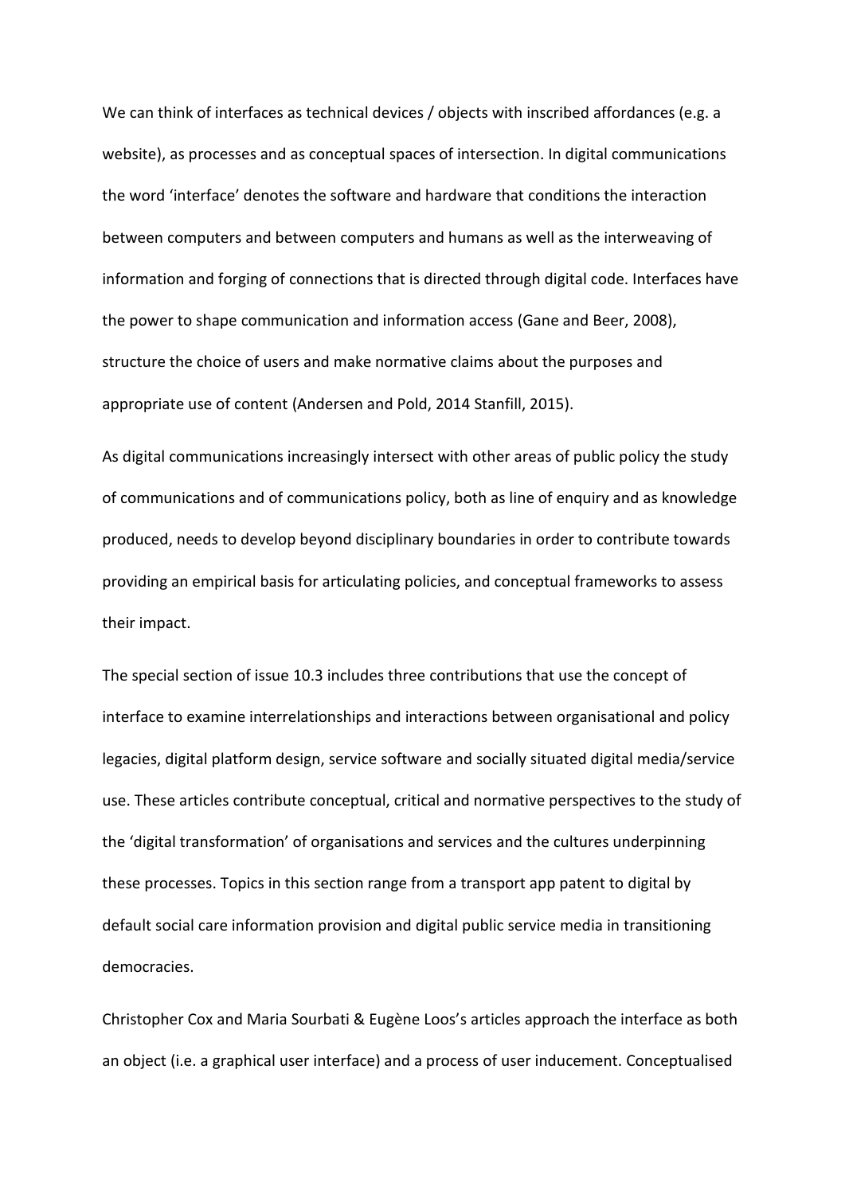We can think of interfaces as technical devices / objects with inscribed affordances (e.g. a website), as processes and as conceptual spaces of intersection. In digital communications the word 'interface' denotes the software and hardware that conditions the interaction between computers and between computers and humans as well as the interweaving of information and forging of connections that is directed through digital code. Interfaces have the power to shape communication and information access (Gane and Beer, 2008), structure the choice of users and make normative claims about the purposes and appropriate use of content (Andersen and Pold, 2014 Stanfill, 2015).

As digital communications increasingly intersect with other areas of public policy the study of communications and of communications policy, both as line of enquiry and as knowledge produced, needs to develop beyond disciplinary boundaries in order to contribute towards providing an empirical basis for articulating policies, and conceptual frameworks to assess their impact.

The special section of issue 10.3 includes three contributions that use the concept of interface to examine interrelationships and interactions between organisational and policy legacies, digital platform design, service software and socially situated digital media/service use. These articles contribute conceptual, critical and normative perspectives to the study of the 'digital transformation' of organisations and services and the cultures underpinning these processes. Topics in this section range from a transport app patent to digital by default social care information provision and digital public service media in transitioning democracies.

Christopher Cox and Maria Sourbati & Eugène Loos's articles approach the interface as both an object (i.e. a graphical user interface) and a process of user inducement. Conceptualised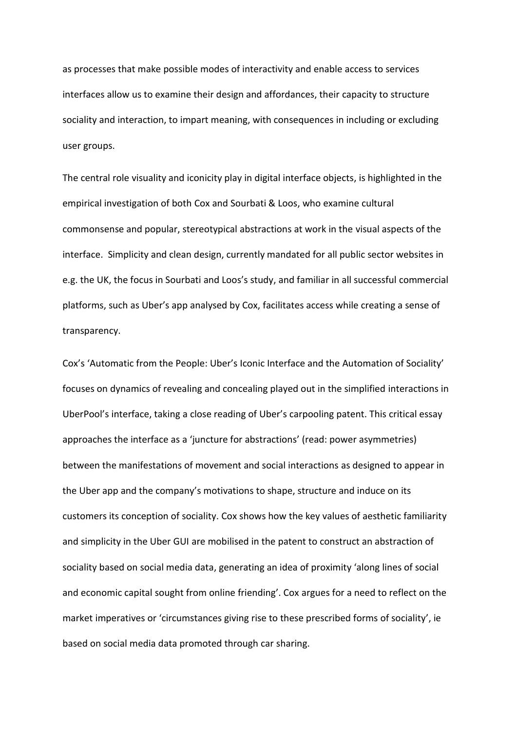as processes that make possible modes of interactivity and enable access to services interfaces allow us to examine their design and affordances, their capacity to structure sociality and interaction, to impart meaning, with consequences in including or excluding user groups.

The central role visuality and iconicity play in digital interface objects, is highlighted in the empirical investigation of both Cox and Sourbati & Loos, who examine cultural commonsense and popular, stereotypical abstractions at work in the visual aspects of the interface. Simplicity and clean design, currently mandated for all public sector websites in e.g. the UK, the focus in Sourbati and Loos's study, and familiar in all successful commercial platforms, such as Uber's app analysed by Cox, facilitates access while creating a sense of transparency.

Cox's 'Automatic from the People: Uber's Iconic Interface and the Automation of Sociality' focuses on dynamics of revealing and concealing played out in the simplified interactions in UberPool's interface, taking a close reading of Uber's carpooling patent. This critical essay approaches the interface as a 'juncture for abstractions' (read: power asymmetries) between the manifestations of movement and social interactions as designed to appear in the Uber app and the company's motivations to shape, structure and induce on its customers its conception of sociality. Cox shows how the key values of aesthetic familiarity and simplicity in the Uber GUI are mobilised in the patent to construct an abstraction of sociality based on social media data, generating an idea of proximity 'along lines of social and economic capital sought from online friending'. Cox argues for a need to reflect on the market imperatives or 'circumstances giving rise to these prescribed forms of sociality', ie based on social media data promoted through car sharing.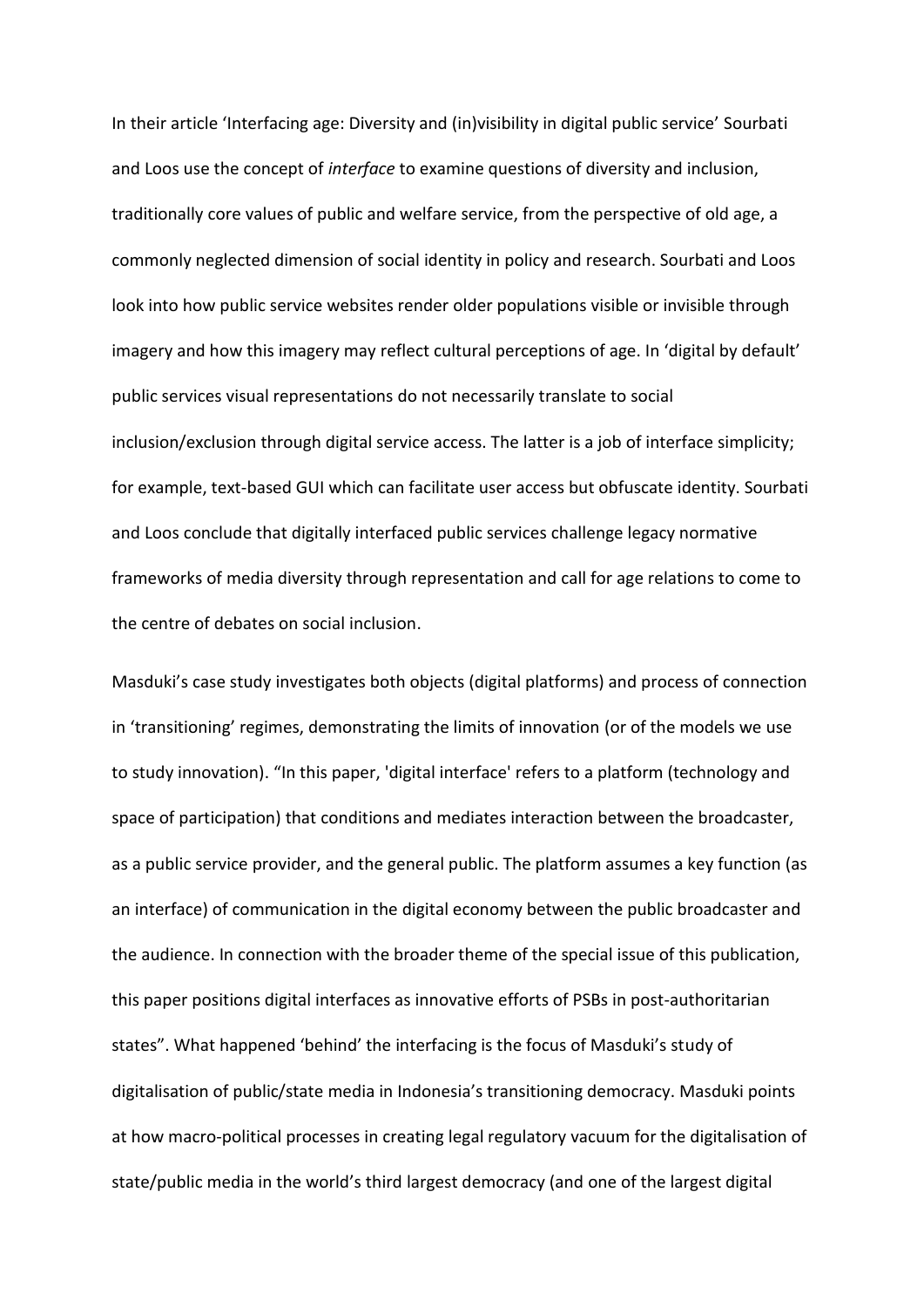In their article 'Interfacing age: Diversity and (in)visibility in digital public service' Sourbati and Loos use the concept of *interface* to examine questions of diversity and inclusion, traditionally core values of public and welfare service, from the perspective of old age, a commonly neglected dimension of social identity in policy and research. Sourbati and Loos look into how public service websites render older populations visible or invisible through imagery and how this imagery may reflect cultural perceptions of age. In 'digital by default' public services visual representations do not necessarily translate to social inclusion/exclusion through digital service access. The latter is a job of interface simplicity; for example, text-based GUI which can facilitate user access but obfuscate identity. Sourbati and Loos conclude that digitally interfaced public services challenge legacy normative frameworks of media diversity through representation and call for age relations to come to the centre of debates on social inclusion.

Masduki's case study investigates both objects (digital platforms) and process of connection in 'transitioning' regimes, demonstrating the limits of innovation (or of the models we use to study innovation). "In this paper, 'digital interface' refers to a platform (technology and space of participation) that conditions and mediates interaction between the broadcaster, as a public service provider, and the general public. The platform assumes a key function (as an interface) of communication in the digital economy between the public broadcaster and the audience. In connection with the broader theme of the special issue of this publication, this paper positions digital interfaces as innovative efforts of PSBs in post-authoritarian states". What happened 'behind' the interfacing is the focus of Masduki's study of digitalisation of public/state media in Indonesia's transitioning democracy. Masduki points at how macro-political processes in creating legal regulatory vacuum for the digitalisation of state/public media in the world's third largest democracy (and one of the largest digital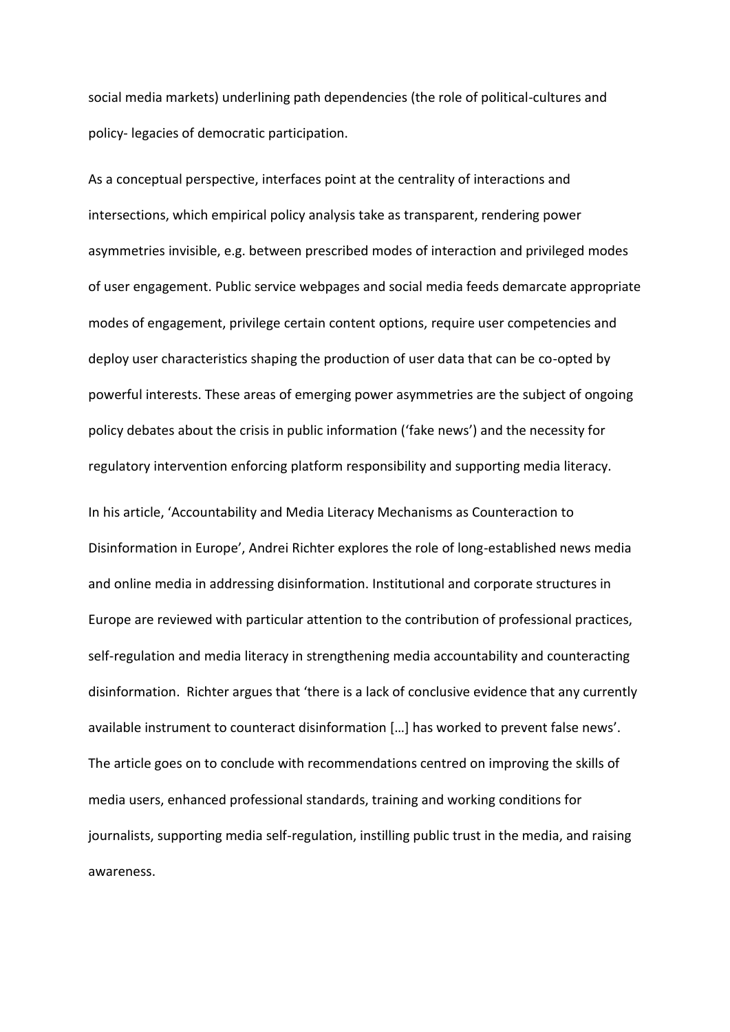social media markets) underlining path dependencies (the role of political-cultures and policy- legacies of democratic participation.

As a conceptual perspective, interfaces point at the centrality of interactions and intersections, which empirical policy analysis take as transparent, rendering power asymmetries invisible, e.g. between prescribed modes of interaction and privileged modes of user engagement. Public service webpages and social media feeds demarcate appropriate modes of engagement, privilege certain content options, require user competencies and deploy user characteristics shaping the production of user data that can be co-opted by powerful interests. These areas of emerging power asymmetries are the subject of ongoing policy debates about the crisis in public information ('fake news') and the necessity for regulatory intervention enforcing platform responsibility and supporting media literacy.

In his article, 'Accountability and Media Literacy Mechanisms as Counteraction to Disinformation in Europe', Andrei Richter explores the role of long-established news media and online media in addressing disinformation. Institutional and corporate structures in Europe are reviewed with particular attention to the contribution of professional practices, self-regulation and media literacy in strengthening media accountability and counteracting disinformation. Richter argues that 'there is a lack of conclusive evidence that any currently available instrument to counteract disinformation […] has worked to prevent false news'. The article goes on to conclude with recommendations centred on improving the skills of media users, enhanced professional standards, training and working conditions for journalists, supporting media self-regulation, instilling public trust in the media, and raising awareness.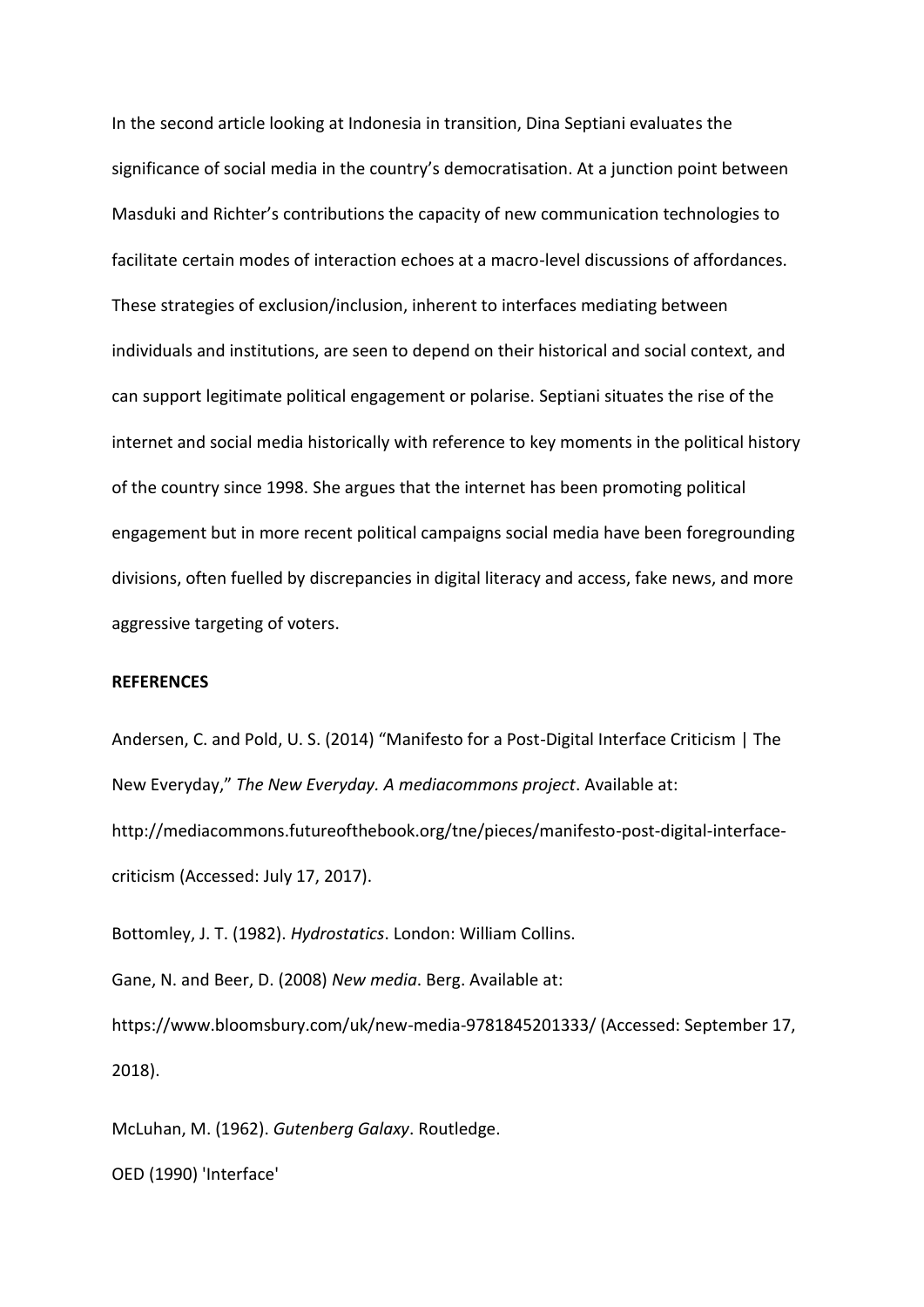In the second article looking at Indonesia in transition, Dina Septiani evaluates the significance of social media in the country's democratisation. At a junction point between Masduki and Richter's contributions the capacity of new communication technologies to facilitate certain modes of interaction echoes at a macro-level discussions of affordances. These strategies of exclusion/inclusion, inherent to interfaces mediating between individuals and institutions, are seen to depend on their historical and social context, and can support legitimate political engagement or polarise. Septiani situates the rise of the internet and social media historically with reference to key moments in the political history of the country since 1998. She argues that the internet has been promoting political engagement but in more recent political campaigns social media have been foregrounding divisions, often fuelled by discrepancies in digital literacy and access, fake news, and more aggressive targeting of voters.

**REFERENCES**

Andersen, C. and Pold, U. S. (2014) "Manifesto for a Post-Digital Interface Criticism | The New Everyday," *The New Everyday. A mediacommons project*. Available at: http://mediacommons.futureofthebook.org/tne/pieces/manifesto-post-digital-interface-criticism (Accessed: July 17, 2017).

Bottomley, J. T. (1982). *Hydrostatics*. London: William Collins.

Gane, N. and Beer, D. (2008) *New media*. Berg. Available at: https://www.bloomsbury.com/uk/new-media-9781845201333/ (Accessed: September 17, 2018).

McLuhan, M. (1962). *Gutenberg Galaxy*. Routledge.

OED (1990) 'Interface'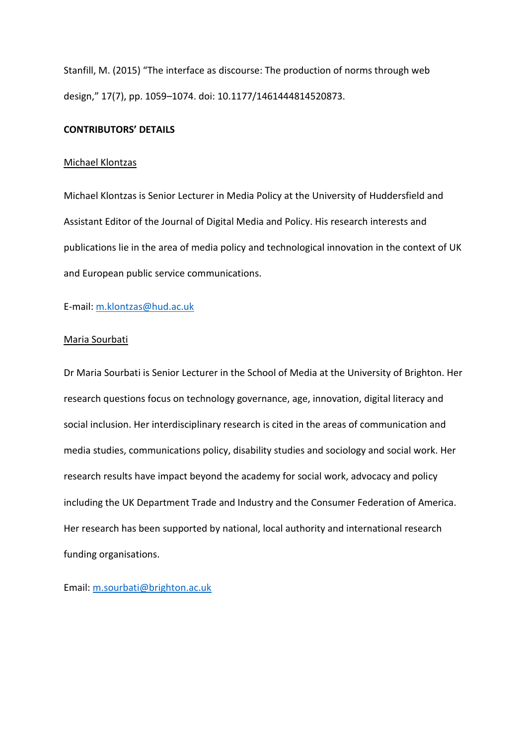Stanfill, M. (2015) "The interface as discourse: The production of norms through web design," 17(7), pp. 1059–1074. doi: 10.1177/1461444814520873.

**CONTRIBUTORS' DETAILS**

Michael Klontzas

Michael Klontzas is Senior Lecturer in Media Policy at the University of Huddersfield and Assistant Editor of the Journal of Digital Media and Policy. His research interests and publications lie in the area of media policy and technological innovation in the context of UK and European public service communications.

E-mail: m.klontzas@hud.ac.uk

Maria Sourbati

Dr Maria Sourbati is Senior Lecturer in the School of Media at the University of Brighton. Her research questions focus on technology governance, age, innovation, digital literacy and social inclusion. Her interdisciplinary research is cited in the areas of communication and media studies, communications policy, disability studies and sociology and social work. Her research results have impact beyond the academy for social work, advocacy and policy including the UK Department Trade and Industry and the Consumer Federation of America. Her research has been supported by national, local authority and international research funding organisations.

Email: m.sourbati@brighton.ac.uk